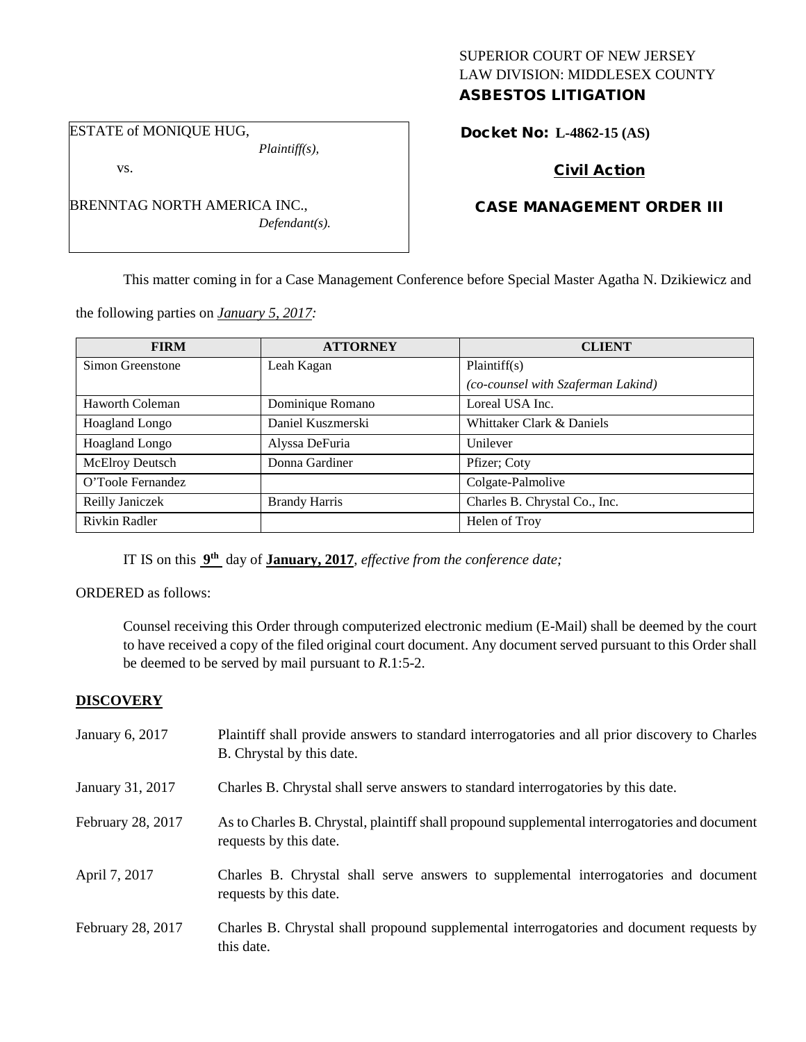SUPERIOR COURT OF NEW JERSEY
LAW DIVISION: MIDDLESEX COUNTY
**ASBESTOS LITIGATION**

ESTATE of MONIQUE HUG,
*Plaintiff(s),*

vs.

BRENNTAG NORTH AMERICA INC.,
*Defendant(s).*

**Docket No: L-4862-15 (AS)**

**Civil Action**

**CASE MANAGEMENT ORDER III**

This matter coming in for a Case Management Conference before Special Master Agatha N. Dzikiewicz and the following parties on *January 5, 2017:*

| FIRM | ATTORNEY | CLIENT |
|---|---|---|
| Simon Greenstone | Leah Kagan | Plaintiff(s) *(co-counsel with Szaferman Lakind)* |
| Haworth Coleman | Dominique Romano | Loreal USA Inc. |
| Hoagland Longo | Daniel Kuszmerski | Whittaker Clark & Daniels |
| Hoagland Longo | Alyssa DeFuria | Unilever |
| McElroy Deutsch | Donna Gardiner | Pfizer; Coty |
| O'Toole Fernandez | | Colgate-Palmolive |
| Reilly Janiczek | Brandy Harris | Charles B. Chrystal Co., Inc. |
| Rivkin Radler | | Helen of Troy |

IT IS on this **9th** day of **January, 2017**, *effective from the conference date;*

ORDERED as follows:

Counsel receiving this Order through computerized electronic medium (E-Mail) shall be deemed by the court to have received a copy of the filed original court document. Any document served pursuant to this Order shall be deemed to be served by mail pursuant to *R*.1:5-2.

## DISCOVERY

| | |
|---|---|
| January 6, 2017 | Plaintiff shall provide answers to standard interrogatories and all prior discovery to Charles B. Chrystal by this date. |
| January 31, 2017 | Charles B. Chrystal shall serve answers to standard interrogatories by this date. |
| February 28, 2017 | As to Charles B. Chrystal, plaintiff shall propound supplemental interrogatories and document requests by this date. |
| April 7, 2017 | Charles B. Chrystal shall serve answers to supplemental interrogatories and document requests by this date. |
| February 28, 2017 | Charles B. Chrystal shall propound supplemental interrogatories and document requests by this date. |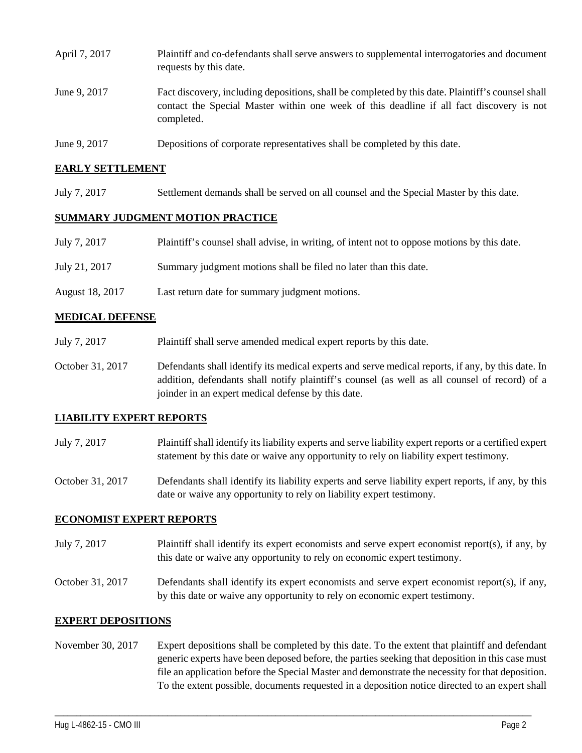April 7, 2017 Plaintiff and co-defendants shall serve answers to supplemental interrogatories and document requests by this date.

June 9, 2017 Fact discovery, including depositions, shall be completed by this date. Plaintiff's counsel shall contact the Special Master within one week of this deadline if all fact discovery is not completed.

June 9, 2017 Depositions of corporate representatives shall be completed by this date.

## EARLY SETTLEMENT

July 7, 2017 Settlement demands shall be served on all counsel and the Special Master by this date.

## SUMMARY JUDGMENT MOTION PRACTICE

July 7, 2017 Plaintiff's counsel shall advise, in writing, of intent not to oppose motions by this date.

July 21, 2017 Summary judgment motions shall be filed no later than this date.

August 18, 2017 Last return date for summary judgment motions.

## MEDICAL DEFENSE

July 7, 2017 Plaintiff shall serve amended medical expert reports by this date.

October 31, 2017 Defendants shall identify its medical experts and serve medical reports, if any, by this date. In addition, defendants shall notify plaintiff's counsel (as well as all counsel of record) of a joinder in an expert medical defense by this date.

## LIABILITY EXPERT REPORTS

July 7, 2017 Plaintiff shall identify its liability experts and serve liability expert reports or a certified expert statement by this date or waive any opportunity to rely on liability expert testimony.

October 31, 2017 Defendants shall identify its liability experts and serve liability expert reports, if any, by this date or waive any opportunity to rely on liability expert testimony.

## ECONOMIST EXPERT REPORTS

July 7, 2017 Plaintiff shall identify its expert economists and serve expert economist report(s), if any, by this date or waive any opportunity to rely on economic expert testimony.

October 31, 2017 Defendants shall identify its expert economists and serve expert economist report(s), if any, by this date or waive any opportunity to rely on economic expert testimony.

## EXPERT DEPOSITIONS

November 30, 2017 Expert depositions shall be completed by this date. To the extent that plaintiff and defendant generic experts have been deposed before, the parties seeking that deposition in this case must file an application before the Special Master and demonstrate the necessity for that deposition. To the extent possible, documents requested in a deposition notice directed to an expert shall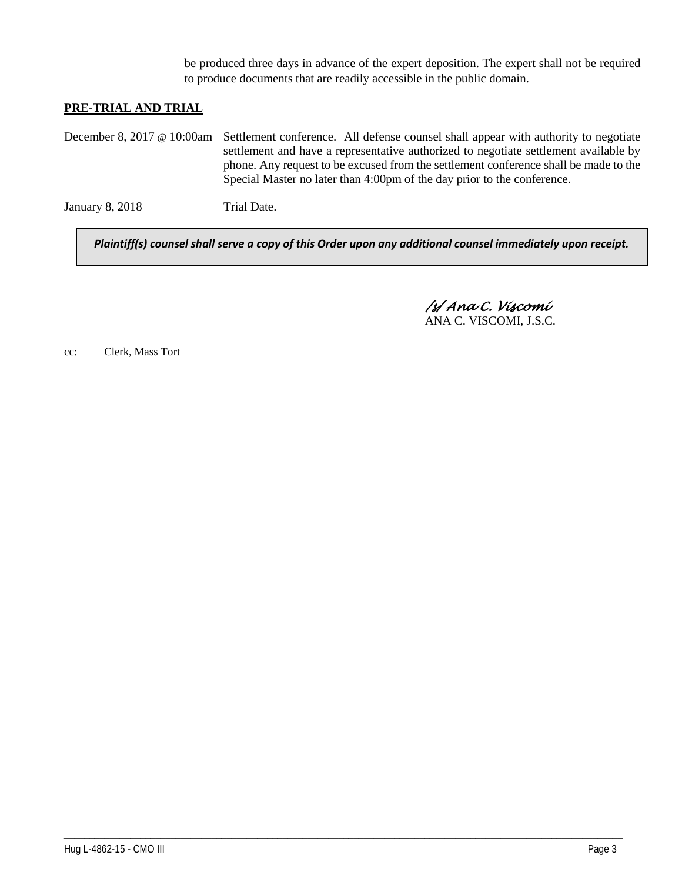be produced three days in advance of the expert deposition. The expert shall not be required to produce documents that are readily accessible in the public domain.

**PRE-TRIAL AND TRIAL**

| | |
|---|---|
| December 8, 2017 @ 10:00am | Settlement conference. All defense counsel shall appear with authority to negotiate settlement and have a representative authorized to negotiate settlement available by phone. Any request to be excused from the settlement conference shall be made to the Special Master no later than 4:00pm of the day prior to the conference. |
| January 8, 2018 | Trial Date. |

***Plaintiff(s) counsel shall serve a copy of this Order upon any additional counsel immediately upon receipt.***

/s/ Ana C. Viscomi
ANA C. VISCOMI, J.S.C.

cc: Clerk, Mass Tort